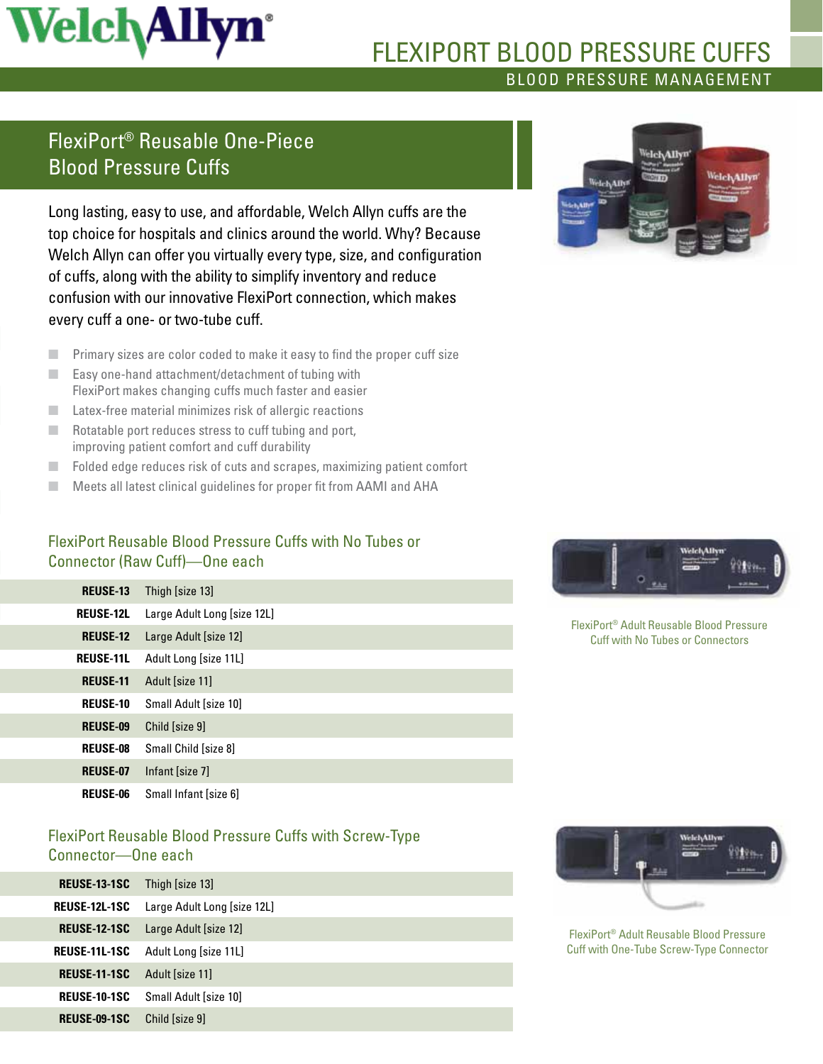# FLEXIPORT BLOOD PRESSURE CUFFS

BLOOD PRESSURE MANAGEMENT

## FlexiPort® Reusable One-Piece Blood Pressure Cuffs

Long lasting, easy to use, and affordable, Welch Allyn cuffs are the top choice for hospitals and clinics around the world. Why? Because Welch Allyn can offer you virtually every type, size, and configuration of cuffs, along with the ability to simplify inventory and reduce confusion with our innovative FlexiPort connection, which makes every cuff a one- or two-tube cuff.

- Primary sizes are color coded to make it easy to find the proper cuff size
- Easy one-hand attachment/detachment of tubing with FlexiPort makes changing cuffs much faster and easier
- Latex-free material minimizes risk of allergic reactions
- Rotatable port reduces stress to cuff tubing and port, improving patient comfort and cuff durability
- Folded edge reduces risk of cuts and scrapes, maximizing patient comfort
- Meets all latest clinical guidelines for proper fit from AAMI and AHA

### FlexiPort Reusable Blood Pressure Cuffs with No Tubes or Connector (Raw Cuff)—One each

| | |
|---|---|
| **REUSE-13** | Thigh [size 13] |
| **REUSE-12L** | Large Adult Long [size 12L] |
| **REUSE-12** | Large Adult [size 12] |
| **REUSE-11L** | Adult Long [size 11L] |
| **REUSE-11** | Adult [size 11] |
| **REUSE-10** | Small Adult [size 10] |
| **REUSE-09** | Child [size 9] |
| **REUSE-08** | Small Child [size 8] |
| **REUSE-07** | Infant [size 7] |
| **REUSE-06** | Small Infant [size 6] |

FlexiPort® Adult Reusable Blood Pressure Cuff with No Tubes or Connectors

### FlexiPort Reusable Blood Pressure Cuffs with Screw-Type Connector—One each

| | |
|---|---|
| **REUSE-13-1SC** | Thigh [size 13] |
| **REUSE-12L-1SC** | Large Adult Long [size 12L] |
| **REUSE-12-1SC** | Large Adult [size 12] |
| **REUSE-11L-1SC** | Adult Long [size 11L] |
| **REUSE-11-1SC** | Adult [size 11] |
| **REUSE-10-1SC** | Small Adult [size 10] |
| **REUSE-09-1SC** | Child [size 9] |

FlexiPort® Adult Reusable Blood Pressure Cuff with One-Tube Screw-Type Connector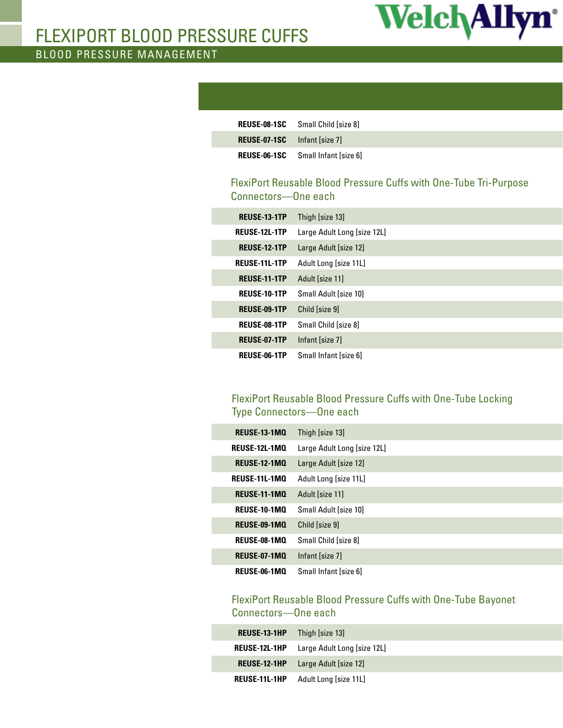| | |
|---|---|
| **REUSE-08-1SC** | Small Child [size 8] |
| **REUSE-07-1SC** | Infant [size 7] |
| **REUSE-06-1SC** | Small Infant [size 6] |

### FlexiPort Reusable Blood Pressure Cuffs with One-Tube Tri-Purpose Connectors—One each

| | |
|---|---|
| **REUSE-13-1TP** | Thigh [size 13] |
| **REUSE-12L-1TP** | Large Adult Long [size 12L] |
| **REUSE-12-1TP** | Large Adult [size 12] |
| **REUSE-11L-1TP** | Adult Long [size 11L] |
| **REUSE-11-1TP** | Adult [size 11] |
| **REUSE-10-1TP** | Small Adult [size 10] |
| **REUSE-09-1TP** | Child [size 9] |
| **REUSE-08-1TP** | Small Child [size 8] |
| **REUSE-07-1TP** | Infant [size 7] |
| **REUSE-06-1TP** | Small Infant [size 6] |

### FlexiPort Reusable Blood Pressure Cuffs with One-Tube Locking Type Connectors—One each

| | |
|---|---|
| **REUSE-13-1MQ** | Thigh [size 13] |
| **REUSE-12L-1MQ** | Large Adult Long [size 12L] |
| **REUSE-12-1MQ** | Large Adult [size 12] |
| **REUSE-11L-1MQ** | Adult Long [size 11L] |
| **REUSE-11-1MQ** | Adult [size 11] |
| **REUSE-10-1MQ** | Small Adult [size 10] |
| **REUSE-09-1MQ** | Child [size 9] |
| **REUSE-08-1MQ** | Small Child [size 8] |
| **REUSE-07-1MQ** | Infant [size 7] |
| **REUSE-06-1MQ** | Small Infant [size 6] |

### FlexiPort Reusable Blood Pressure Cuffs with One-Tube Bayonet Connectors—One each

| | |
|---|---|
| **REUSE-13-1HP** | Thigh [size 13] |
| **REUSE-12L-1HP** | Large Adult Long [size 12L] |
| **REUSE-12-1HP** | Large Adult [size 12] |
| **REUSE-11L-1HP** | Adult Long [size 11L] |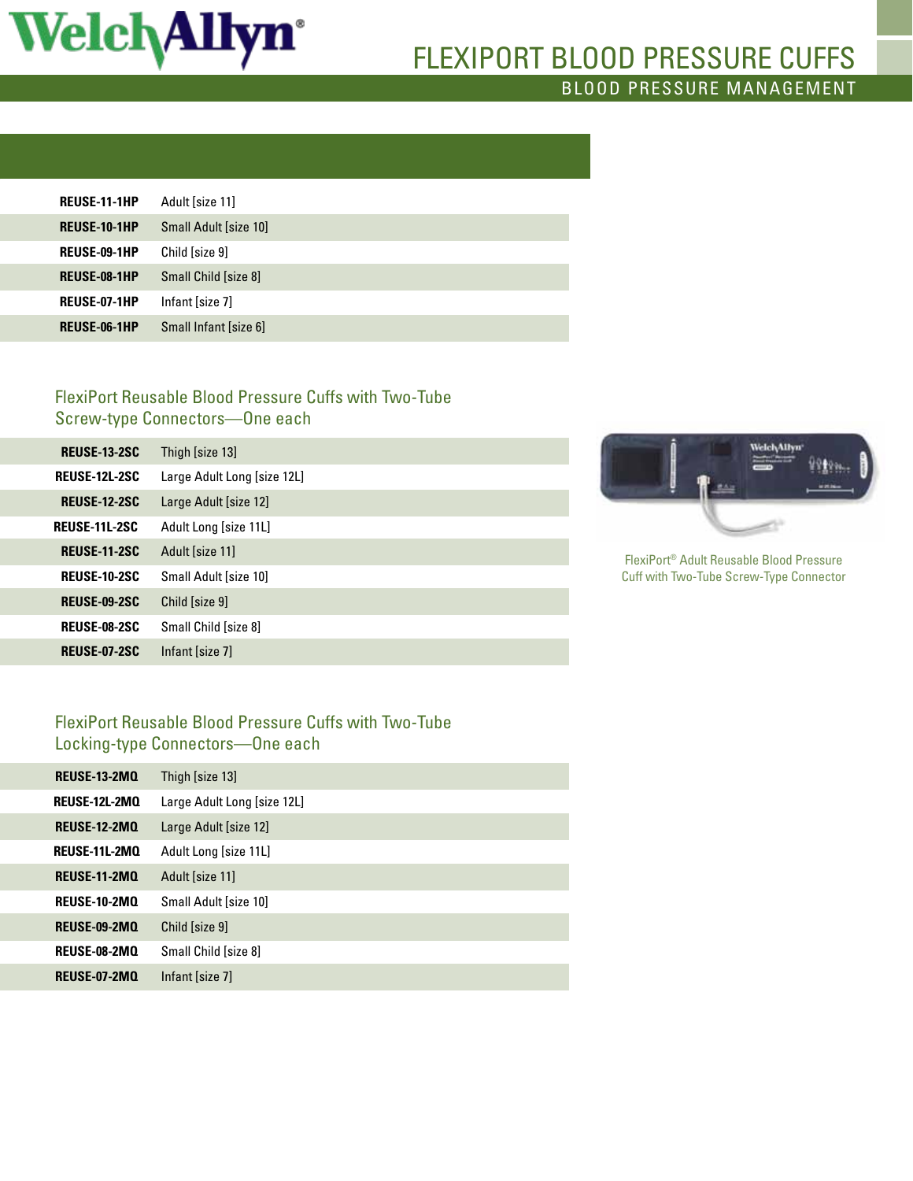| | |
|---|---|
| REUSE-11-1HP | Adult [size 11] |
| REUSE-10-1HP | Small Adult [size 10] |
| REUSE-09-1HP | Child [size 9] |
| REUSE-08-1HP | Small Child [size 8] |
| REUSE-07-1HP | Infant [size 7] |
| REUSE-06-1HP | Small Infant [size 6] |

## FlexiPort Reusable Blood Pressure Cuffs with Two-Tube Screw-type Connectors—One each

| | |
|---|---|
| REUSE-13-2SC | Thigh [size 13] |
| REUSE-12L-2SC | Large Adult Long [size 12L] |
| REUSE-12-2SC | Large Adult [size 12] |
| REUSE-11L-2SC | Adult Long [size 11L] |
| REUSE-11-2SC | Adult [size 11] |
| REUSE-10-2SC | Small Adult [size 10] |
| REUSE-09-2SC | Child [size 9] |
| REUSE-08-2SC | Small Child [size 8] |
| REUSE-07-2SC | Infant [size 7] |

FlexiPort® Adult Reusable Blood Pressure Cuff with Two-Tube Screw-Type Connector

## FlexiPort Reusable Blood Pressure Cuffs with Two-Tube Locking-type Connectors—One each

| | |
|---|---|
| REUSE-13-2MQ | Thigh [size 13] |
| REUSE-12L-2MQ | Large Adult Long [size 12L] |
| REUSE-12-2MQ | Large Adult [size 12] |
| REUSE-11L-2MQ | Adult Long [size 11L] |
| REUSE-11-2MQ | Adult [size 11] |
| REUSE-10-2MQ | Small Adult [size 10] |
| REUSE-09-2MQ | Child [size 9] |
| REUSE-08-2MQ | Small Child [size 8] |
| REUSE-07-2MQ | Infant [size 7] |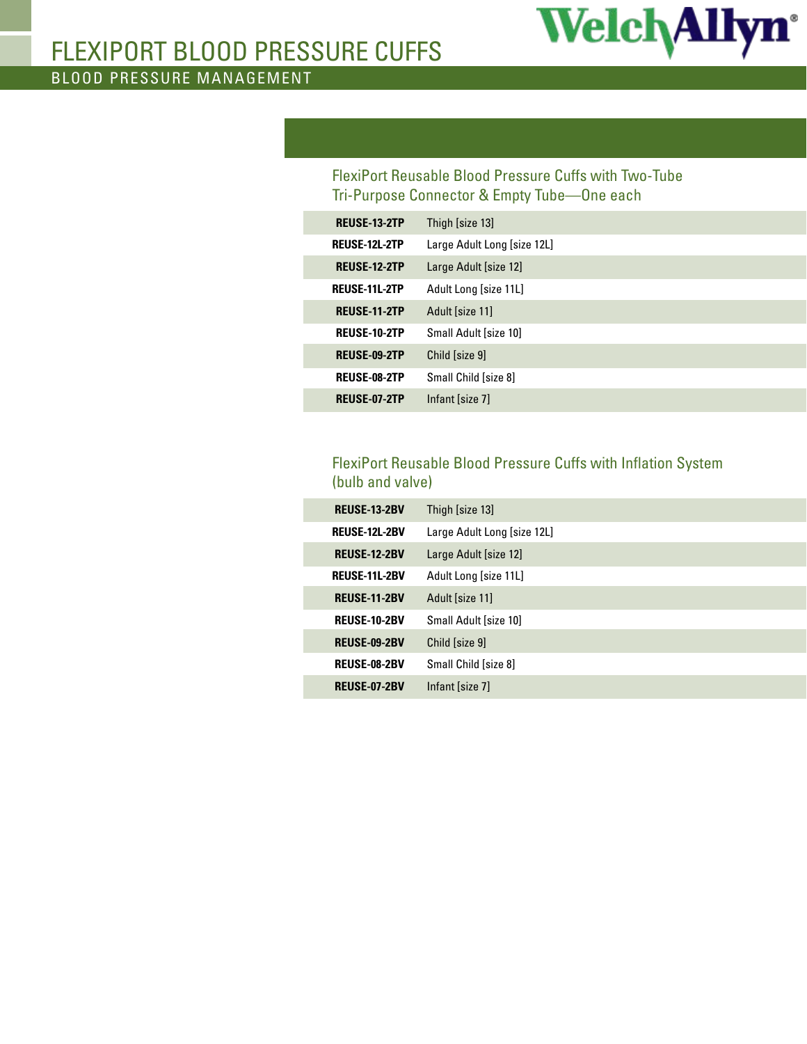# FLEXIPORT BLOOD PRESSURE CUFFS

## BLOOD PRESSURE MANAGEMENT

### FlexiPort Reusable Blood Pressure Cuffs with Two-Tube Tri-Purpose Connector & Empty Tube—One each

| | |
|---|---|
| **REUSE-13-2TP** | Thigh [size 13] |
| **REUSE-12L-2TP** | Large Adult Long [size 12L] |
| **REUSE-12-2TP** | Large Adult [size 12] |
| **REUSE-11L-2TP** | Adult Long [size 11L] |
| **REUSE-11-2TP** | Adult [size 11] |
| **REUSE-10-2TP** | Small Adult [size 10] |
| **REUSE-09-2TP** | Child [size 9] |
| **REUSE-08-2TP** | Small Child [size 8] |
| **REUSE-07-2TP** | Infant [size 7] |

### FlexiPort Reusable Blood Pressure Cuffs with Inflation System (bulb and valve)

| | |
|---|---|
| **REUSE-13-2BV** | Thigh [size 13] |
| **REUSE-12L-2BV** | Large Adult Long [size 12L] |
| **REUSE-12-2BV** | Large Adult [size 12] |
| **REUSE-11L-2BV** | Adult Long [size 11L] |
| **REUSE-11-2BV** | Adult [size 11] |
| **REUSE-10-2BV** | Small Adult [size 10] |
| **REUSE-09-2BV** | Child [size 9] |
| **REUSE-08-2BV** | Small Child [size 8] |
| **REUSE-07-2BV** | Infant [size 7] |